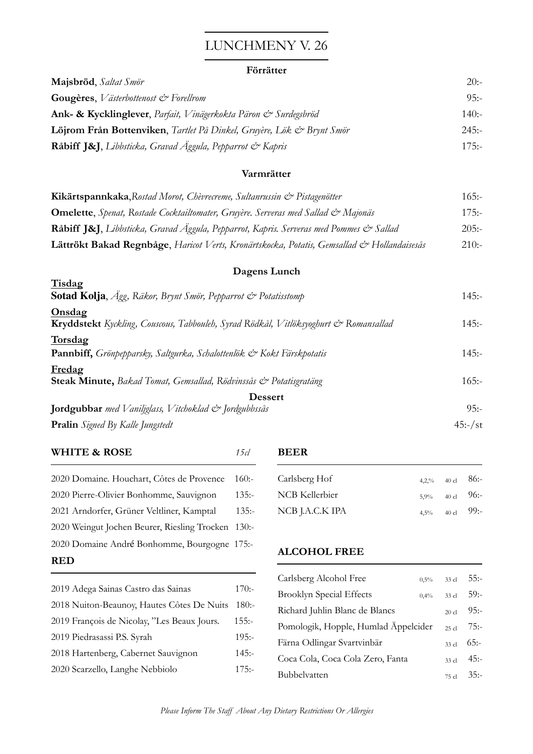# LUNCHMENY V. 26

## Förrätter

| | |
|---|---|
| **Majsbröd**, *Saltat Smör* | 20:- |
| **Gougères**, *Västerbottenost & Forellrom* | 95:- |
| **Ank- & Kycklinglever**, *Parfait, Vinägerkokta Päron & Surdegsbröd* | 140:- |
| **Löjrom Från Bottenviken**, *Tartlet På Dinkel, Gruyère, Lök & Brynt Smör* | 245:- |
| **Råbiff J&J**, *Libbsticka, Gravad Äggula, Pepparrot & Kapris* | 175:- |

## Varmrätter

| | |
|---|---|
| **Kikärtspannkaka**,*Rostad Morot, Chèvrecreme, Sultanrussin & Pistagenötter* | 165:- |
| **Omelette**, *Spenat, Rostade Cocktailtomater, Gruyère. Serveras med Sallad & Majonäs* | 175:- |
| **Råbiff J&J**, *Libbsticka, Gravad Äggula, Pepparrot, Kapris. Serveras med Pommes & Sallad* | 205:- |
| **Lättrökt Bakad Regnbåge**, *Haricot Verts, Kronärtskocka, Potatis, Gemsallad & Hollandaisesås* | 210:- |

## Dagens Lunch

| | |
|---|---|
| **Tisdag** | |
| **Sotad Kolja**, *Ägg, Räkor, Brynt Smör, Pepparrot & Potatisstomp* | 145:- |
| **Onsdag** | |
| **Kryddstekt** *Kyckling, Couscous, Tabbouleh, Syrad Rödkål, Vitlöksyoghurt & Romansallad* | 145:- |
| **Torsdag** | |
| **Pannbiff,** *Grönpepparsky, Saltgurka, Schalottenlök & Kokt Färskpotatis* | 145:- |
| **Fredag** | |
| **Steak Minute,** *Bakad Tomat, Gemsallad, Rödvinssås & Potatisgratäng* | 165:- |

## Dessert

| | |
|---|---|
| **Jordgubbar** *med Vaniljglass, Vitchoklad & Jordgubbssås* | 95:- |
| **Pralin** *Signed By Kalle Jungstedt* | 45:-/st |

### WHITE & ROSE

| *15cl* | |
|---|---|
| 2020 Domaine. Houchart, Côtes de Provence | 160:- |
| 2020 Pierre-Olivier Bonhomme, Sauvignon | 135:- |
| 2021 Arndorfer, Grüner Veltliner, Kamptal | 135:- |
| 2020 Weingut Jochen Beurer, Riesling Trocken | 130:- |
| 2020 Domaine André Bonhomme, Bourgogne | 175:- |

### RED

| | |
|---|---|
| 2019 Adega Sainas Castro das Sainas | 170:- |
| 2018 Nuiton-Beaunoy, Hautes Côtes De Nuits | 180:- |
| 2019 François de Nicolay, "Les Beaux Jours. | 155:- |
| 2019 Piedrasassi P.S. Syrah | 195:- |
| 2018 Hartenberg, Cabernet Sauvignon | 145:- |
| 2020 Scarzello, Langhe Nebbiolo | 175:- |

### BEER

| | | | |
|---|---|---|---|
| Carlsberg Hof | 4,2,% | 40 cl | 86:- |
| NCB Kellerbier | 5,9% | 40 cl | 96:- |
| NCB J.A.C.K IPA | 4,5% | 40 cl | 99:- |

### ALCOHOL FREE

| | | | |
|---|---|---|---|
| Carlsberg Alcohol Free | 0,5% | 33 cl | 55:- |
| Brooklyn Special Effects | 0,4% | 33 cl | 59:- |
| Richard Juhlin Blanc de Blancs | | 20 cl | 95:- |
| Pomologik, Hopple, Humlad Äppelcider | | 25 cl | 75:- |
| Färna Odlingar Svartvinbär | | 33 cl | 65:- |
| Coca Cola, Coca Cola Zero, Fanta | | 33 cl | 45:- |
| Bubbelvatten | | 75 cl | 35:- |

*Please Inform The Staff About Any Dietary Restrictions Or Allergies*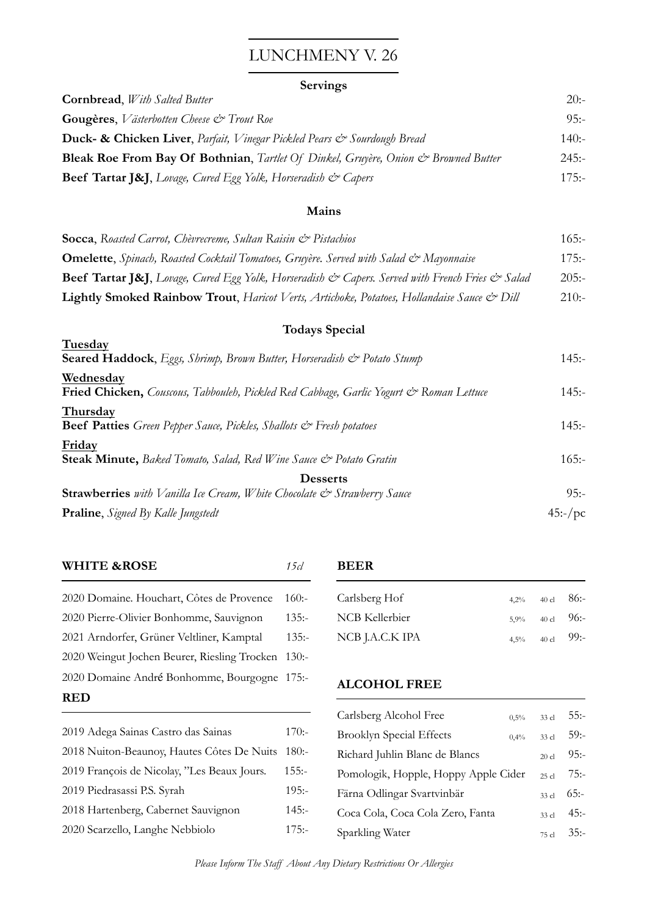# LUNCHMENY V. 26

## Servings

| | |
|---|---|
| **Cornbread**, *With Salted Butter* | 20:- |
| **Gougères**, *Västerbotten Cheese & Trout Roe* | 95:- |
| **Duck- & Chicken Liver**, *Parfait, Vinegar Pickled Pears & Sourdough Bread* | 140:- |
| **Bleak Roe From Bay Of Bothnian**, *Tartlet Of Dinkel, Gruyère, Onion & Browned Butter* | 245:- |
| **Beef Tartar J&J**, *Lovage, Cured Egg Yolk, Horseradish & Capers* | 175:- |

## Mains

| | |
|---|---|
| **Socca**, *Roasted Carrot, Chèvrecreme, Sultan Raisin & Pistachios* | 165:- |
| **Omelette**, *Spinach, Roasted Cocktail Tomatoes, Gruyère. Served with Salad & Mayonnaise* | 175:- |
| **Beef Tartar J&J**, *Lovage, Cured Egg Yolk, Horseradish & Capers. Served with French Fries & Salad* | 205:- |
| **Lightly Smoked Rainbow Trout**, *Haricot Verts, Artichoke, Potatoes, Hollandaise Sauce & Dill* | 210:- |

## Todays Special

**Tuesday**
**Seared Haddock**, *Eggs, Shrimp, Brown Butter, Horseradish & Potato Stump* — 145:-

**Wednesday**
**Fried Chicken,** *Couscous, Tabbouleh, Pickled Red Cabbage, Garlic Yogurt & Roman Lettuce* — 145:-

**Thursday**
**Beef Patties** *Green Pepper Sauce, Pickles, Shallots & Fresh potatoes* — 145:-

**Friday**
**Steak Minute,** *Baked Tomato, Salad, Red Wine Sauce & Potato Gratin* — 165:-

## Desserts

| | |
|---|---|
| **Strawberries** *with Vanilla Ice Cream, White Chocolate & Strawberry Sauce* | 95:- |
| **Praline**, *Signed By Kalle Jungstedt* | 45:-/pc |

## WHITE &ROSE *15cl*

| | |
|---|---|
| 2020 Domaine. Houchart, Côtes de Provence | 160:- |
| 2020 Pierre-Olivier Bonhomme, Sauvignon | 135:- |
| 2021 Arndorfer, Grüner Veltliner, Kamptal | 135:- |
| 2020 Weingut Jochen Beurer, Riesling Trocken | 130:- |
| 2020 Domaine André Bonhomme, Bourgogne | 175:- |

## RED

| | |
|---|---|
| 2019 Adega Sainas Castro das Sainas | 170:- |
| 2018 Nuiton-Beaunoy, Hautes Côtes De Nuits | 180:- |
| 2019 François de Nicolay, "Les Beaux Jours. | 155:- |
| 2019 Piedrasassi P.S. Syrah | 195:- |
| 2018 Hartenberg, Cabernet Sauvignon | 145:- |
| 2020 Scarzello, Langhe Nebbiolo | 175:- |

## BEER

| | | | |
|---|---|---|---|
| Carlsberg Hof | 4,2% | 40 cl | 86:- |
| NCB Kellerbier | 5,9% | 40 cl | 96:- |
| NCB J.A.C.K IPA | 4,5% | 40 cl | 99:- |

## ALCOHOL FREE

| | | | |
|---|---|---|---|
| Carlsberg Alcohol Free | 0,5% | 33 cl | 55:- |
| Brooklyn Special Effects | 0,4% | 33 cl | 59:- |
| Richard Juhlin Blanc de Blancs | | 20 cl | 95:- |
| Pomologik, Hopple, Hoppy Apple Cider | | 25 cl | 75:- |
| Färna Odlingar Svartvinbär | | 33 cl | 65:- |
| Coca Cola, Coca Cola Zero, Fanta | | 33 cl | 45:- |
| Sparkling Water | | 75 cl | 35:- |

*Please Inform The Staff About Any Dietary Restrictions Or Allergies*